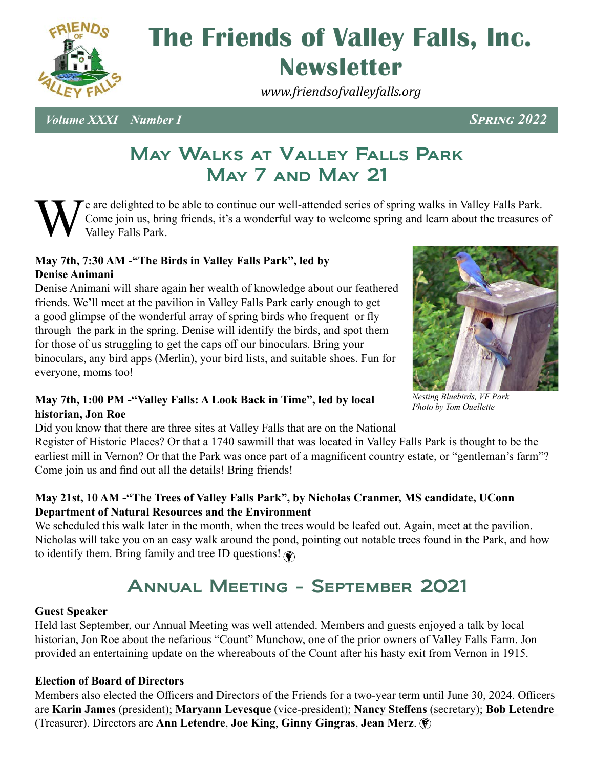# The Friends of Valley Falls, Inc. Newsletter

*www.friendsofvalleyfalls.org*

*Volume XXXI Number I* *Spring 2022*

## May Walks at Valley Falls Park May 7 and May 21

We are delighted to be able to continue our well-attended series of spring walks in Valley Falls Park. Come join us, bring friends, it's a wonderful way to welcome spring and learn about the treasures of Valley Falls Park.

**May 7th, 7:30 AM -"The Birds in Valley Falls Park", led by Denise Animani**

Denise Animani will share again her wealth of knowledge about our feathered friends. We'll meet at the pavilion in Valley Falls Park early enough to get a good glimpse of the wonderful array of spring birds who frequent–or fly through–the park in the spring. Denise will identify the birds, and spot them for those of us struggling to get the caps off our binoculars. Bring your binoculars, any bird apps (Merlin), your bird lists, and suitable shoes. Fun for everyone, moms too!

*Nesting Bluebirds, VF Park*
*Photo by Tom Ouellette*

**May 7th, 1:00 PM -"Valley Falls: A Look Back in Time", led by local historian, Jon Roe**

Did you know that there are three sites at Valley Falls that are on the National Register of Historic Places? Or that a 1740 sawmill that was located in Valley Falls Park is thought to be the earliest mill in Vernon? Or that the Park was once part of a magnificent country estate, or "gentleman's farm"? Come join us and find out all the details! Bring friends!

**May 21st, 10 AM -"The Trees of Valley Falls Park", by Nicholas Cranmer, MS candidate, UConn Department of Natural Resources and the Environment**

We scheduled this walk later in the month, when the trees would be leafed out. Again, meet at the pavilion. Nicholas will take you on an easy walk around the pond, pointing out notable trees found in the Park, and how to identify them. Bring family and tree ID questions!

## Annual Meeting - September 2021

**Guest Speaker**

Held last September, our Annual Meeting was well attended. Members and guests enjoyed a talk by local historian, Jon Roe about the nefarious "Count" Munchow, one of the prior owners of Valley Falls Farm. Jon provided an entertaining update on the whereabouts of the Count after his hasty exit from Vernon in 1915.

**Election of Board of Directors**

Members also elected the Officers and Directors of the Friends for a two-year term until June 30, 2024. Officers are **Karin James** (president); **Maryann Levesque** (vice-president); **Nancy Steffens** (secretary); **Bob Letendre** (Treasurer). Directors are **Ann Letendre**, **Joe King**, **Ginny Gingras**, **Jean Merz**.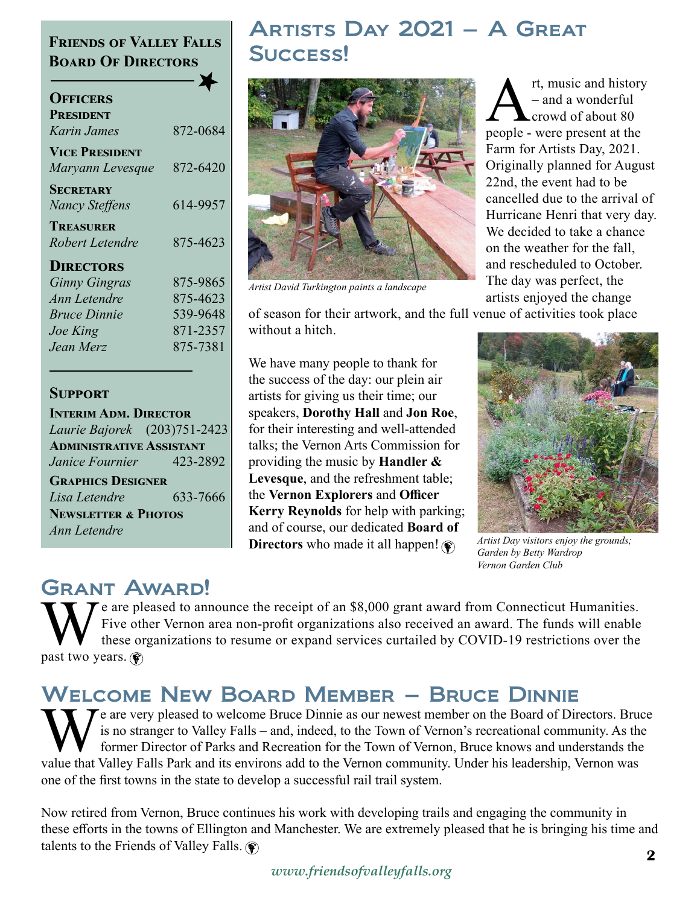## Friends of Valley Falls Board Of Directors

### Officers

**President**
*Karin James* 872-0684

**Vice President**
*Maryann Levesque* 872-6420

**Secretary**
*Nancy Steffens* 614-9957

**Treasurer**
*Robert Letendre* 875-4623

### Directors

| | |
|---|---|
| *Ginny Gingras* | 875-9865 |
| *Ann Letendre* | 875-4623 |
| *Bruce Dinnie* | 539-9648 |
| *Joe King* | 871-2357 |
| *Jean Merz* | 875-7381 |

### Support

**Interim Adm. Director**
*Laurie Bajorek* (203)751-2423

**Administrative Assistant**
*Janice Fournier* 423-2892

**Graphics Designer**
*Lisa Letendre* 633-7666

**Newsletter & Photos**
*Ann Letendre*

# Artists Day 2021 – A Great Success!

*Artist David Turkington paints a landscape*

Art, music and history – and a wonderful crowd of about 80 people - were present at the Farm for Artists Day, 2021. Originally planned for August 22nd, the event had to be cancelled due to the arrival of Hurricane Henri that very day. We decided to take a chance on the weather for the fall, and rescheduled to October. The day was perfect, the artists enjoyed the change of season for their artwork, and the full venue of activities took place without a hitch.

We have many people to thank for the success of the day: our plein air artists for giving us their time; our speakers, **Dorothy Hall** and **Jon Roe**, for their interesting and well-attended talks; the Vernon Arts Commission for providing the music by **Handler & Levesque**, and the refreshment table; the **Vernon Explorers** and **Officer Kerry Reynolds** for help with parking; and of course, our dedicated **Board of Directors** who made it all happen!

*Artist Day visitors enjoy the grounds; Garden by Betty Wardrop Vernon Garden Club*

# Grant Award!

We are pleased to announce the receipt of an $8,000 grant award from Connecticut Humanities. Five other Vernon area non-profit organizations also received an award. The funds will enable these organizations to resume or expand services curtailed by COVID-19 restrictions over the past two years.

# Welcome New Board Member – Bruce Dinnie

We are very pleased to welcome Bruce Dinnie as our newest member on the Board of Directors. Bruce is no stranger to Valley Falls – and, indeed, to the Town of Vernon's recreational community. As the former Director of Parks and Recreation for the Town of Vernon, Bruce knows and understands the value that Valley Falls Park and its environs add to the Vernon community. Under his leadership, Vernon was one of the first towns in the state to develop a successful rail trail system.

Now retired from Vernon, Bruce continues his work with developing trails and engaging the community in these efforts in the towns of Ellington and Manchester. We are extremely pleased that he is bringing his time and talents to the Friends of Valley Falls.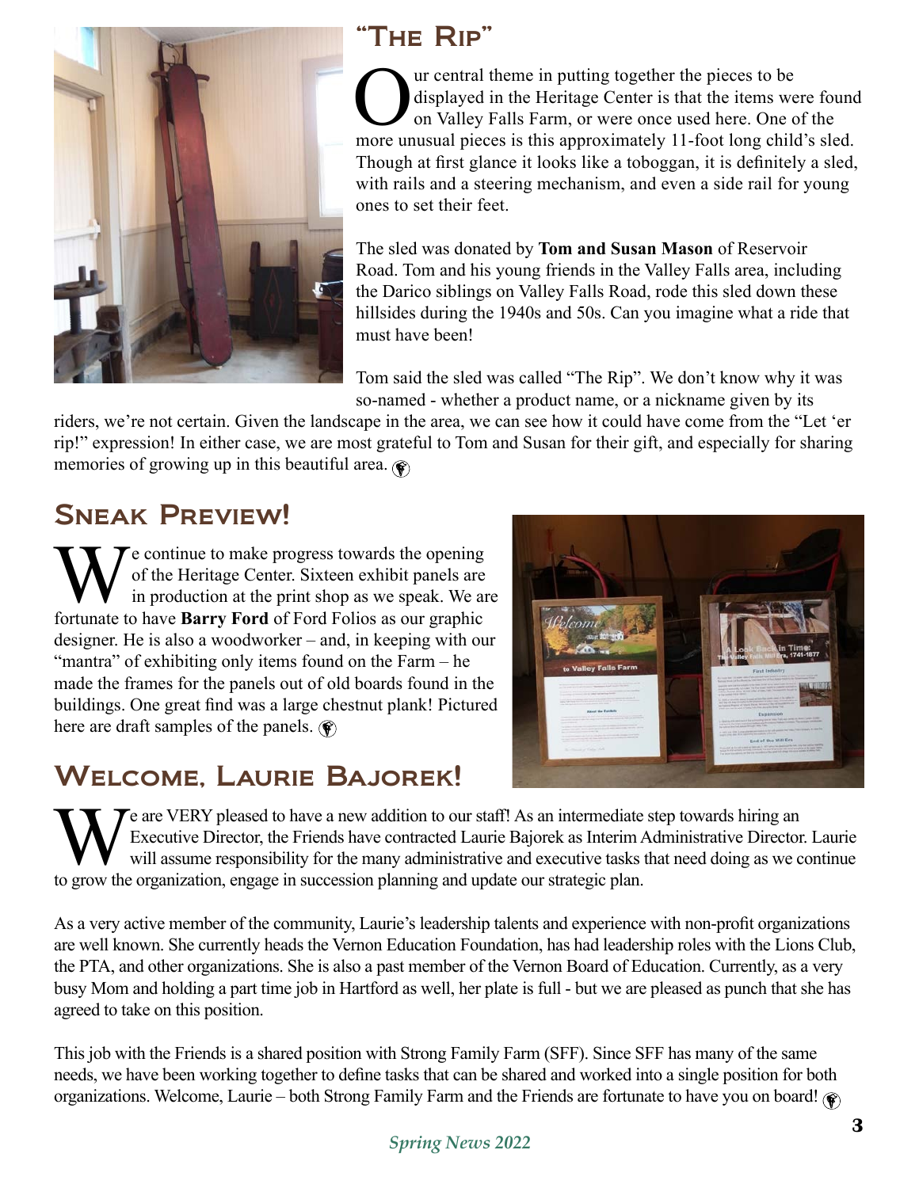## "The Rip"

Our central theme in putting together the pieces to be displayed in the Heritage Center is that the items were found on Valley Falls Farm, or were once used here. One of the more unusual pieces is this approximately 11-foot long child's sled. Though at first glance it looks like a toboggan, it is definitely a sled, with rails and a steering mechanism, and even a side rail for young ones to set their feet.

The sled was donated by **Tom and Susan Mason** of Reservoir Road. Tom and his young friends in the Valley Falls area, including the Darico siblings on Valley Falls Road, rode this sled down these hillsides during the 1940s and 50s. Can you imagine what a ride that must have been!

Tom said the sled was called "The Rip". We don't know why it was so-named - whether a product name, or a nickname given by its riders, we're not certain. Given the landscape in the area, we can see how it could have come from the "Let 'er rip!" expression! In either case, we are most grateful to Tom and Susan for their gift, and especially for sharing memories of growing up in this beautiful area.

## Sneak Preview!

We continue to make progress towards the opening of the Heritage Center. Sixteen exhibit panels are in production at the print shop as we speak. We are fortunate to have **Barry Ford** of Ford Folios as our graphic designer. He is also a woodworker – and, in keeping with our "mantra" of exhibiting only items found on the Farm – he made the frames for the panels out of old boards found in the buildings. One great find was a large chestnut plank! Pictured here are draft samples of the panels.

## Welcome, Laurie Bajorek!

We are VERY pleased to have a new addition to our staff! As an intermediate step towards hiring an Executive Director, the Friends have contracted Laurie Bajorek as Interim Administrative Director. Laurie will assume responsibility for the many administrative and executive tasks that need doing as we continue to grow the organization, engage in succession planning and update our strategic plan.

As a very active member of the community, Laurie's leadership talents and experience with non-profit organizations are well known. She currently heads the Vernon Education Foundation, has had leadership roles with the Lions Club, the PTA, and other organizations. She is also a past member of the Vernon Board of Education. Currently, as a very busy Mom and holding a part time job in Hartford as well, her plate is full - but we are pleased as punch that she has agreed to take on this position.

This job with the Friends is a shared position with Strong Family Farm (SFF). Since SFF has many of the same needs, we have been working together to define tasks that can be shared and worked into a single position for both organizations. Welcome, Laurie – both Strong Family Farm and the Friends are fortunate to have you on board!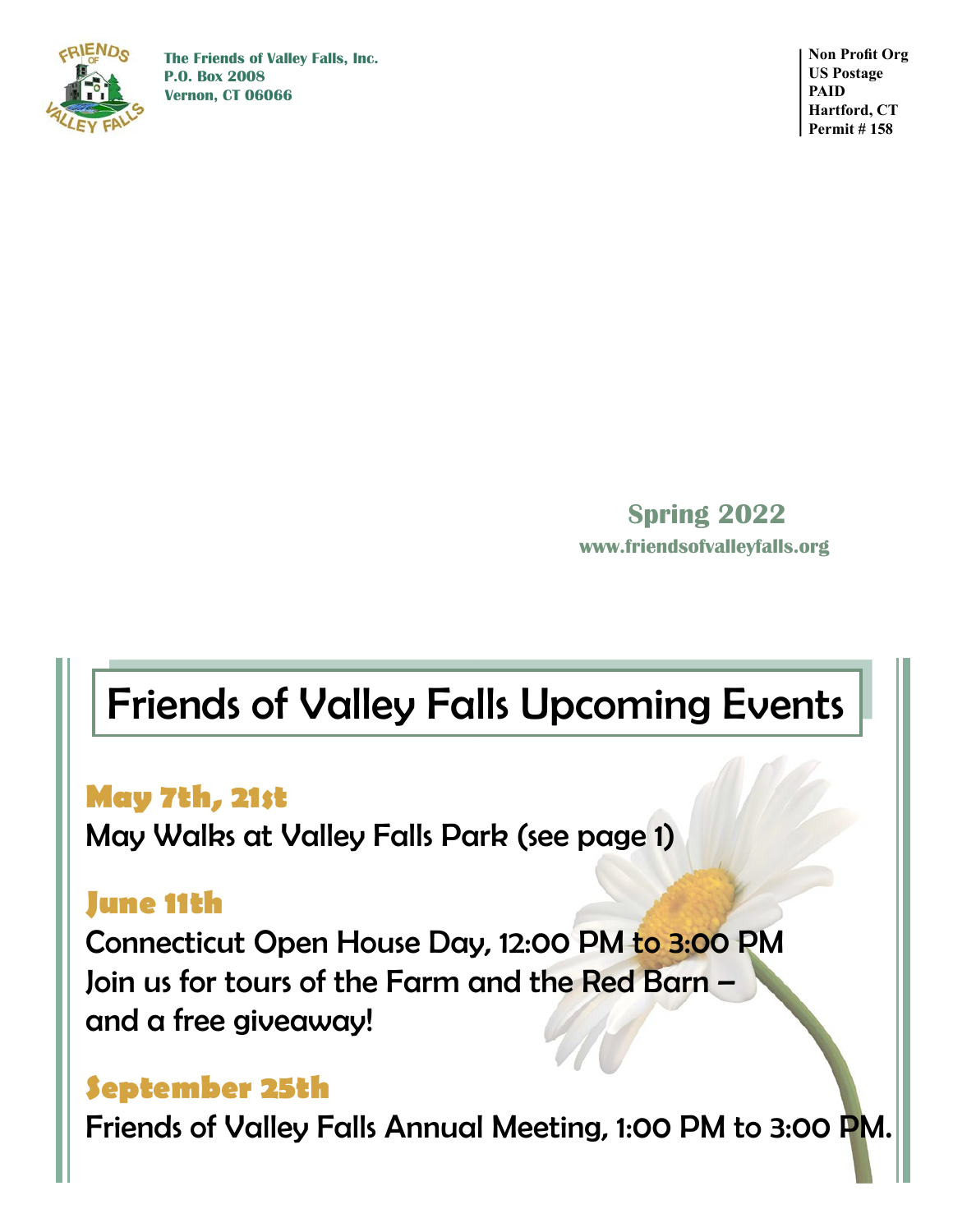**The Friends of Valley Falls, Inc.**
**P.O. Box 2008**
**Vernon, CT 06066**

**Non Profit Org**
**US Postage**
**PAID**
**Hartford, CT**
**Permit # 158**

**Spring 2022**
**www.friendsofvalleyfalls.org**

# Friends of Valley Falls Upcoming Events

## May 7th, 21st

May Walks at Valley Falls Park (see page 1)

## June 11th

Connecticut Open House Day, 12:00 PM to 3:00 PM
Join us for tours of the Farm and the Red Barn – and a free giveaway!

## September 25th

Friends of Valley Falls Annual Meeting, 1:00 PM to 3:00 PM.